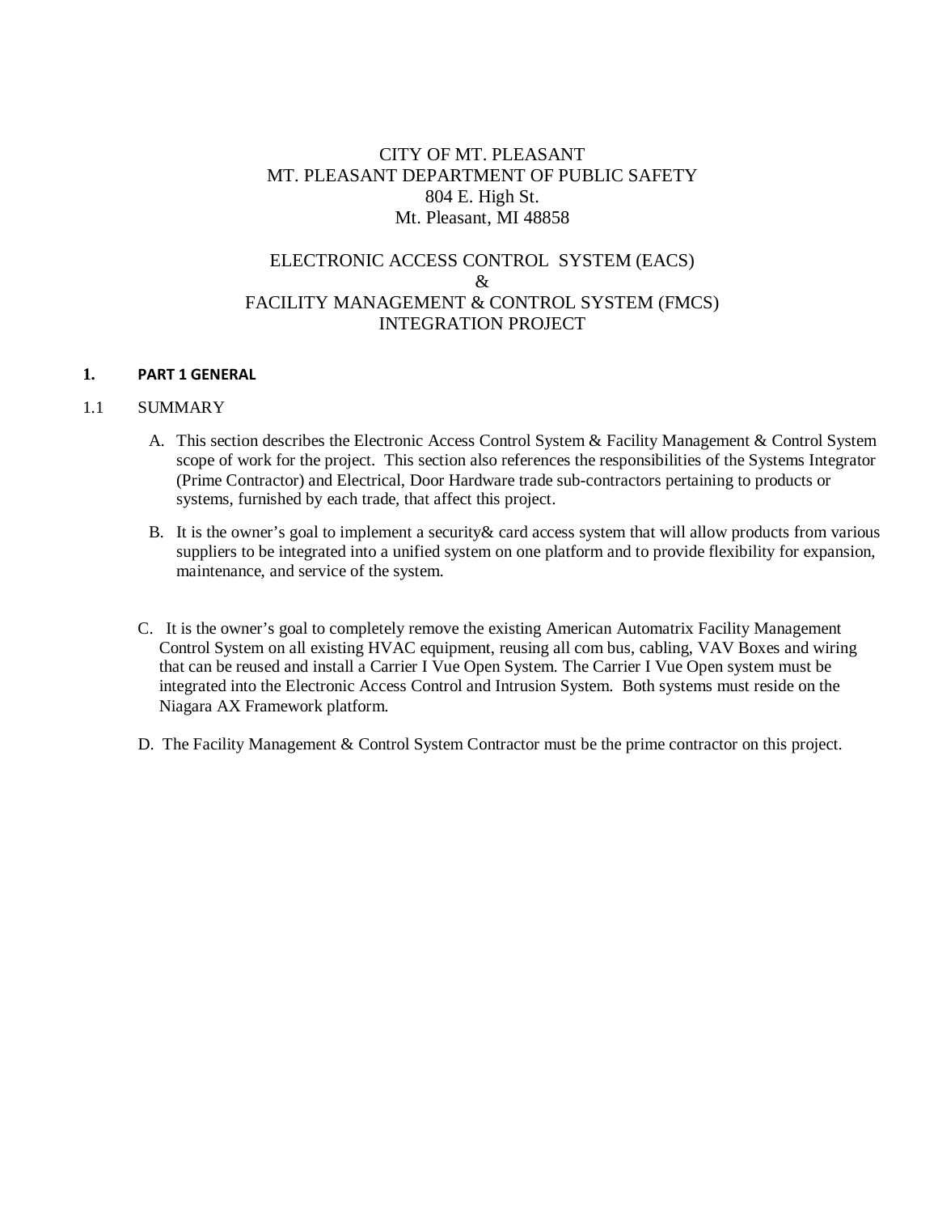CITY OF MT. PLEASANT
MT. PLEASANT DEPARTMENT OF PUBLIC SAFETY
804 E. High St.
Mt. Pleasant, MI 48858

ELECTRONIC ACCESS CONTROL SYSTEM (EACS)
&
FACILITY MANAGEMENT & CONTROL SYSTEM (FMCS)
INTEGRATION PROJECT

## 1. PART 1 GENERAL

### 1.1 SUMMARY

A. This section describes the Electronic Access Control System & Facility Management & Control System scope of work for the project. This section also references the responsibilities of the Systems Integrator (Prime Contractor) and Electrical, Door Hardware trade sub-contractors pertaining to products or systems, furnished by each trade, that affect this project.

B. It is the owner's goal to implement a security& card access system that will allow products from various suppliers to be integrated into a unified system on one platform and to provide flexibility for expansion, maintenance, and service of the system.

C. It is the owner's goal to completely remove the existing American Automatrix Facility Management Control System on all existing HVAC equipment, reusing all com bus, cabling, VAV Boxes and wiring that can be reused and install a Carrier I Vue Open System. The Carrier I Vue Open system must be integrated into the Electronic Access Control and Intrusion System. Both systems must reside on the Niagara AX Framework platform.

D. The Facility Management & Control System Contractor must be the prime contractor on this project.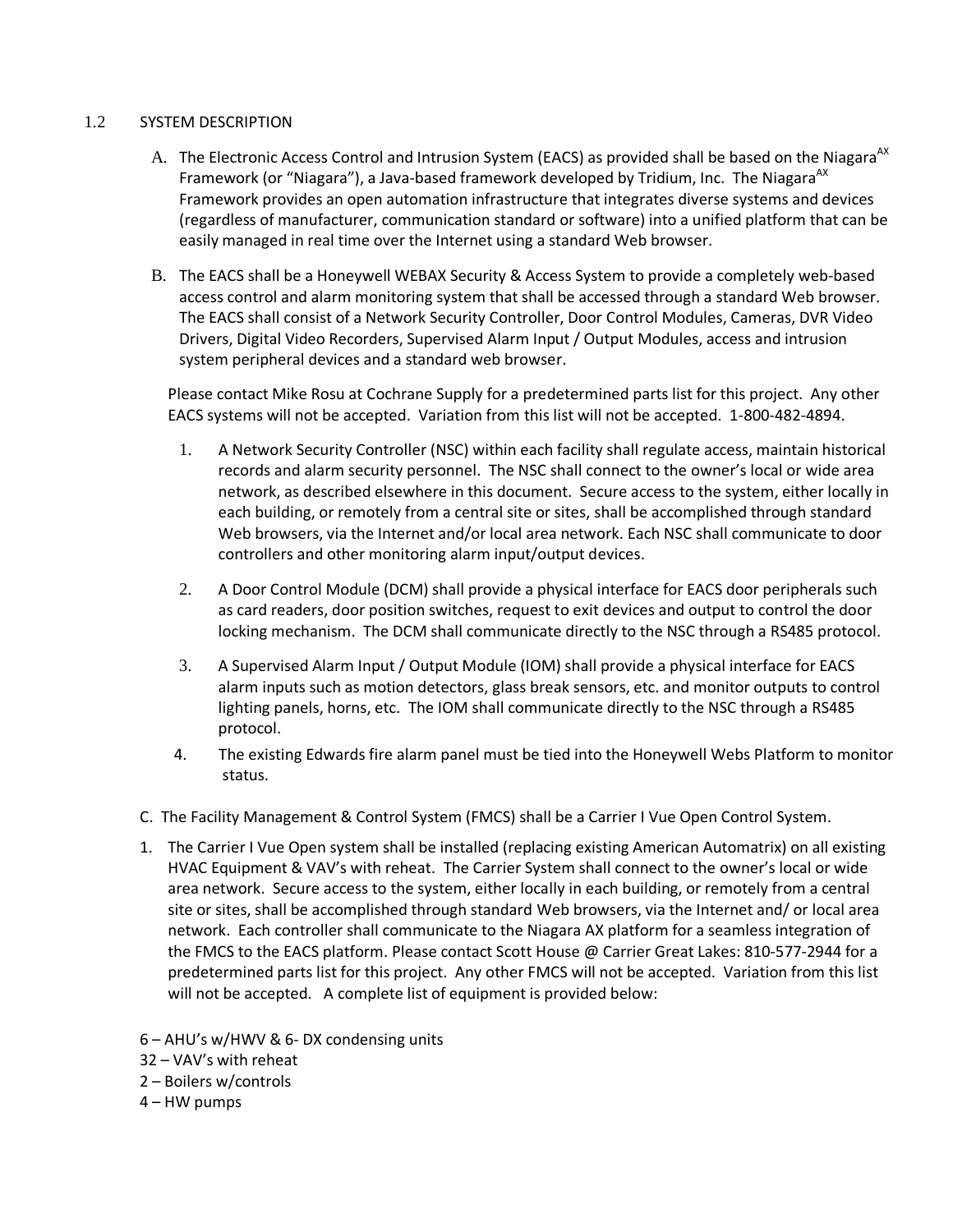## 1.2 SYSTEM DESCRIPTION

A. The Electronic Access Control and Intrusion System (EACS) as provided shall be based on the Niagara$^{AX}$ Framework (or "Niagara"), a Java-based framework developed by Tridium, Inc. The Niagara$^{AX}$ Framework provides an open automation infrastructure that integrates diverse systems and devices (regardless of manufacturer, communication standard or software) into a unified platform that can be easily managed in real time over the Internet using a standard Web browser.

B. The EACS shall be a Honeywell WEBAX Security & Access System to provide a completely web-based access control and alarm monitoring system that shall be accessed through a standard Web browser. The EACS shall consist of a Network Security Controller, Door Control Modules, Cameras, DVR Video Drivers, Digital Video Recorders, Supervised Alarm Input / Output Modules, access and intrusion system peripheral devices and a standard web browser.

Please contact Mike Rosu at Cochrane Supply for a predetermined parts list for this project. Any other EACS systems will not be accepted. Variation from this list will not be accepted. 1-800-482-4894.

1. A Network Security Controller (NSC) within each facility shall regulate access, maintain historical records and alarm security personnel. The NSC shall connect to the owner's local or wide area network, as described elsewhere in this document. Secure access to the system, either locally in each building, or remotely from a central site or sites, shall be accomplished through standard Web browsers, via the Internet and/or local area network. Each NSC shall communicate to door controllers and other monitoring alarm input/output devices.
2. A Door Control Module (DCM) shall provide a physical interface for EACS door peripherals such as card readers, door position switches, request to exit devices and output to control the door locking mechanism. The DCM shall communicate directly to the NSC through a RS485 protocol.
3. A Supervised Alarm Input / Output Module (IOM) shall provide a physical interface for EACS alarm inputs such as motion detectors, glass break sensors, etc. and monitor outputs to control lighting panels, horns, etc. The IOM shall communicate directly to the NSC through a RS485 protocol.
4. The existing Edwards fire alarm panel must be tied into the Honeywell Webs Platform to monitor status.

C. The Facility Management & Control System (FMCS) shall be a Carrier I Vue Open Control System.

1. The Carrier I Vue Open system shall be installed (replacing existing American Automatrix) on all existing HVAC Equipment & VAV's with reheat. The Carrier System shall connect to the owner's local or wide area network. Secure access to the system, either locally in each building, or remotely from a central site or sites, shall be accomplished through standard Web browsers, via the Internet and/ or local area network. Each controller shall communicate to the Niagara AX platform for a seamless integration of the FMCS to the EACS platform. Please contact Scott House @ Carrier Great Lakes: 810-577-2944 for a predetermined parts list for this project. Any other FMCS will not be accepted. Variation from this list will not be accepted. A complete list of equipment is provided below:

6 – AHU's w/HWV & 6- DX condensing units
32 – VAV's with reheat
2 – Boilers w/controls
4 – HW pumps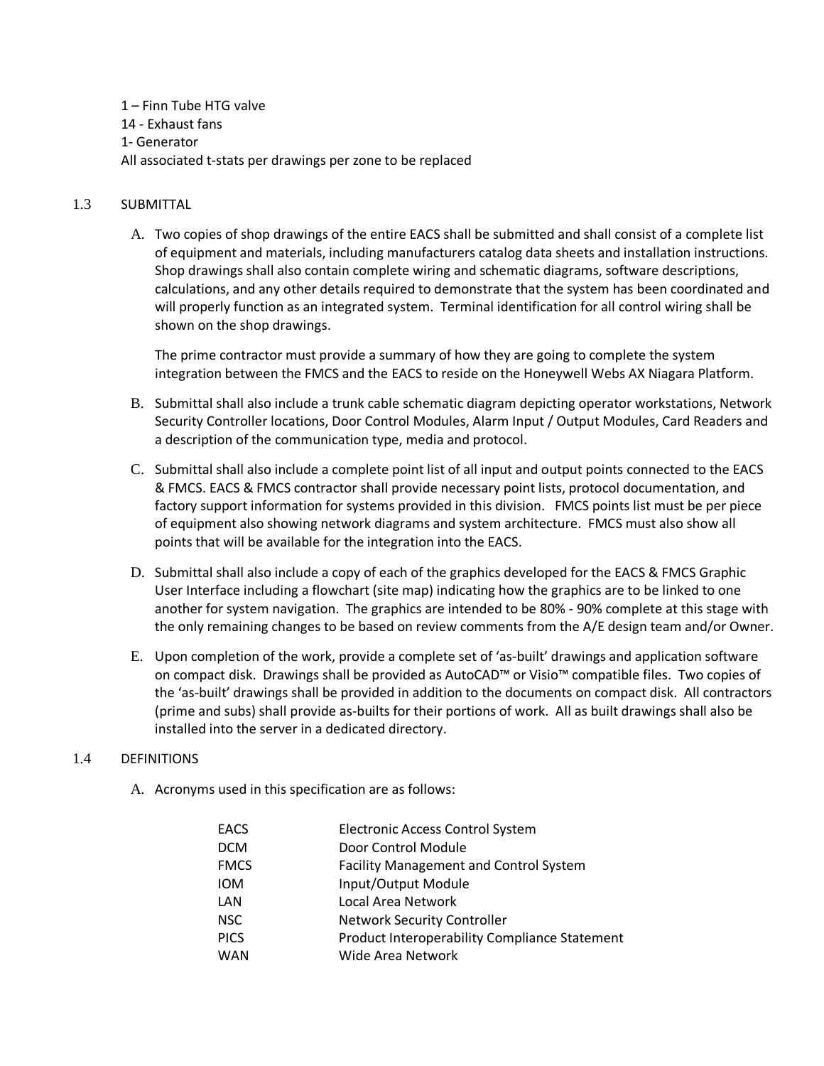1 – Finn Tube HTG valve
14 - Exhaust fans
1- Generator
All associated t-stats per drawings per zone to be replaced

## 1.3 SUBMITTAL

A. Two copies of shop drawings of the entire EACS shall be submitted and shall consist of a complete list of equipment and materials, including manufacturers catalog data sheets and installation instructions. Shop drawings shall also contain complete wiring and schematic diagrams, software descriptions, calculations, and any other details required to demonstrate that the system has been coordinated and will properly function as an integrated system. Terminal identification for all control wiring shall be shown on the shop drawings.

   The prime contractor must provide a summary of how they are going to complete the system integration between the FMCS and the EACS to reside on the Honeywell Webs AX Niagara Platform.

B. Submittal shall also include a trunk cable schematic diagram depicting operator workstations, Network Security Controller locations, Door Control Modules, Alarm Input / Output Modules, Card Readers and a description of the communication type, media and protocol.

C. Submittal shall also include a complete point list of all input and output points connected to the EACS & FMCS. EACS & FMCS contractor shall provide necessary point lists, protocol documentation, and factory support information for systems provided in this division. FMCS points list must be per piece of equipment also showing network diagrams and system architecture. FMCS must also show all points that will be available for the integration into the EACS.

D. Submittal shall also include a copy of each of the graphics developed for the EACS & FMCS Graphic User Interface including a flowchart (site map) indicating how the graphics are to be linked to one another for system navigation. The graphics are intended to be 80% - 90% complete at this stage with the only remaining changes to be based on review comments from the A/E design team and/or Owner.

E. Upon completion of the work, provide a complete set of 'as-built' drawings and application software on compact disk. Drawings shall be provided as AutoCAD™ or Visio™ compatible files. Two copies of the 'as-built' drawings shall be provided in addition to the documents on compact disk. All contractors (prime and subs) shall provide as-builts for their portions of work. All as built drawings shall also be installed into the server in a dedicated directory.

## 1.4 DEFINITIONS

A. Acronyms used in this specification are as follows:

| | |
|---|---|
| EACS | Electronic Access Control System |
| DCM | Door Control Module |
| FMCS | Facility Management and Control System |
| IOM | Input/Output Module |
| LAN | Local Area Network |
| NSC | Network Security Controller |
| PICS | Product Interoperability Compliance Statement |
| WAN | Wide Area Network |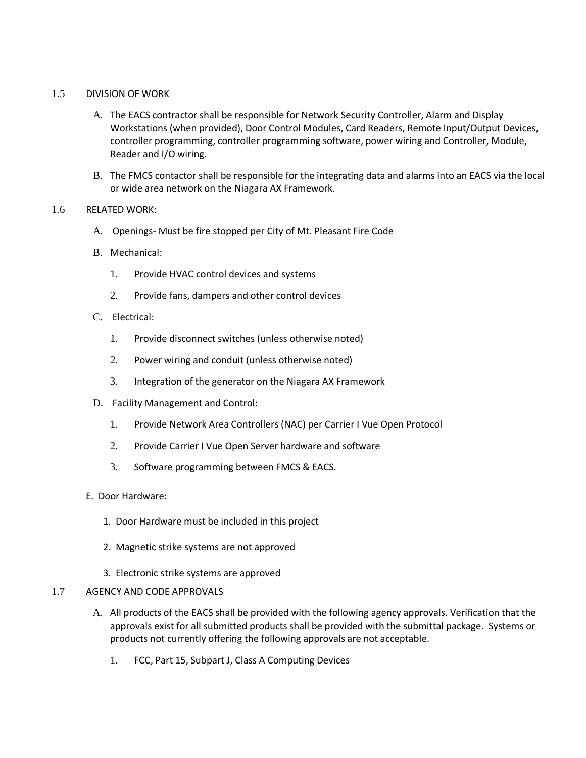1.5 DIVISION OF WORK

A. The EACS contractor shall be responsible for Network Security Controller, Alarm and Display Workstations (when provided), Door Control Modules, Card Readers, Remote Input/Output Devices, controller programming, controller programming software, power wiring and Controller, Module, Reader and I/O wiring.

B. The FMCS contactor shall be responsible for the integrating data and alarms into an EACS via the local or wide area network on the Niagara AX Framework.

1.6 RELATED WORK:

A. Openings- Must be fire stopped per City of Mt. Pleasant Fire Code

B. Mechanical:

1. Provide HVAC control devices and systems
2. Provide fans, dampers and other control devices

C. Electrical:

1. Provide disconnect switches (unless otherwise noted)
2. Power wiring and conduit (unless otherwise noted)
3. Integration of the generator on the Niagara AX Framework

D. Facility Management and Control:

1. Provide Network Area Controllers (NAC) per Carrier I Vue Open Protocol
2. Provide Carrier I Vue Open Server hardware and software
3. Software programming between FMCS & EACS.

E. Door Hardware:

1. Door Hardware must be included in this project
2. Magnetic strike systems are not approved
3. Electronic strike systems are approved

1.7 AGENCY AND CODE APPROVALS

A. All products of the EACS shall be provided with the following agency approvals. Verification that the approvals exist for all submitted products shall be provided with the submittal package. Systems or products not currently offering the following approvals are not acceptable.

1. FCC, Part 15, Subpart J, Class A Computing Devices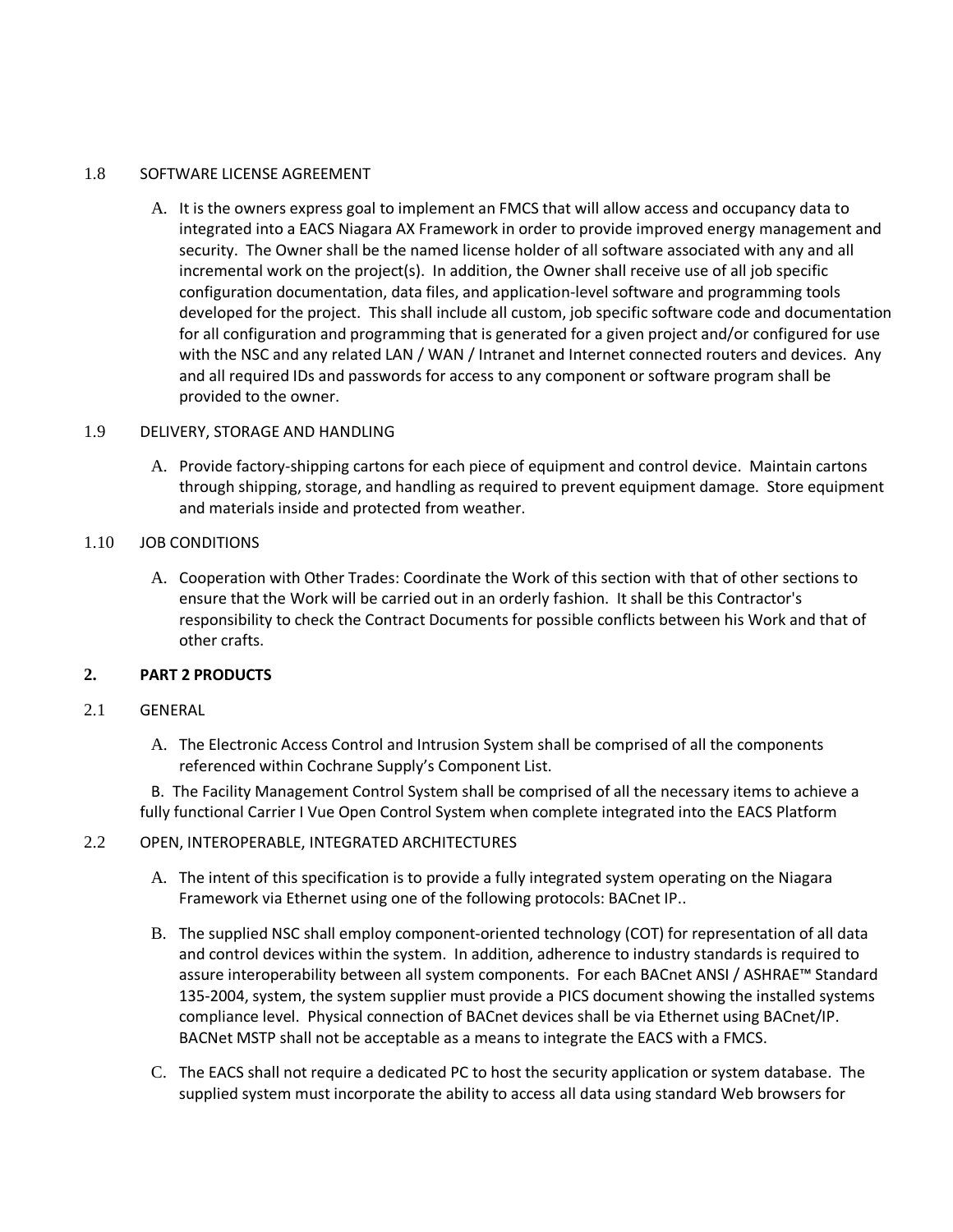1.8 SOFTWARE LICENSE AGREEMENT

A. It is the owners express goal to implement an FMCS that will allow access and occupancy data to integrated into a EACS Niagara AX Framework in order to provide improved energy management and security. The Owner shall be the named license holder of all software associated with any and all incremental work on the project(s). In addition, the Owner shall receive use of all job specific configuration documentation, data files, and application-level software and programming tools developed for the project. This shall include all custom, job specific software code and documentation for all configuration and programming that is generated for a given project and/or configured for use with the NSC and any related LAN / WAN / Intranet and Internet connected routers and devices. Any and all required IDs and passwords for access to any component or software program shall be provided to the owner.

1.9 DELIVERY, STORAGE AND HANDLING

A. Provide factory-shipping cartons for each piece of equipment and control device. Maintain cartons through shipping, storage, and handling as required to prevent equipment damage. Store equipment and materials inside and protected from weather.

1.10 JOB CONDITIONS

A. Cooperation with Other Trades: Coordinate the Work of this section with that of other sections to ensure that the Work will be carried out in an orderly fashion. It shall be this Contractor's responsibility to check the Contract Documents for possible conflicts between his Work and that of other crafts.

**2. PART 2 PRODUCTS**

2.1 GENERAL

A. The Electronic Access Control and Intrusion System shall be comprised of all the components referenced within Cochrane Supply's Component List.

B. The Facility Management Control System shall be comprised of all the necessary items to achieve a fully functional Carrier I Vue Open Control System when complete integrated into the EACS Platform

2.2 OPEN, INTEROPERABLE, INTEGRATED ARCHITECTURES

A. The intent of this specification is to provide a fully integrated system operating on the Niagara Framework via Ethernet using one of the following protocols: BACnet IP..

B. The supplied NSC shall employ component-oriented technology (COT) for representation of all data and control devices within the system. In addition, adherence to industry standards is required to assure interoperability between all system components. For each BACnet ANSI / ASHRAE™ Standard 135-2004, system, the system supplier must provide a PICS document showing the installed systems compliance level. Physical connection of BACnet devices shall be via Ethernet using BACnet/IP. BACNet MSTP shall not be acceptable as a means to integrate the EACS with a FMCS.

C. The EACS shall not require a dedicated PC to host the security application or system database. The supplied system must incorporate the ability to access all data using standard Web browsers for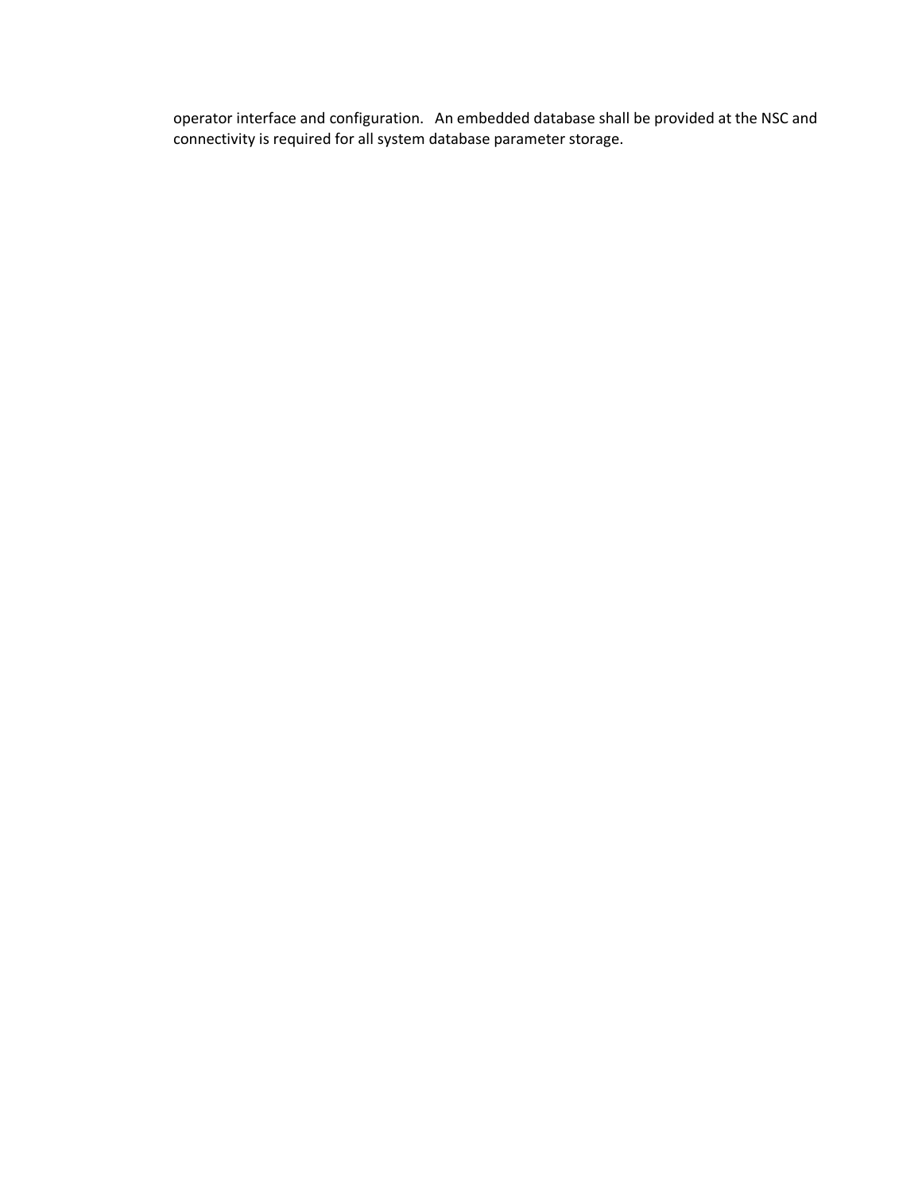operator interface and configuration. An embedded database shall be provided at the NSC and connectivity is required for all system database parameter storage.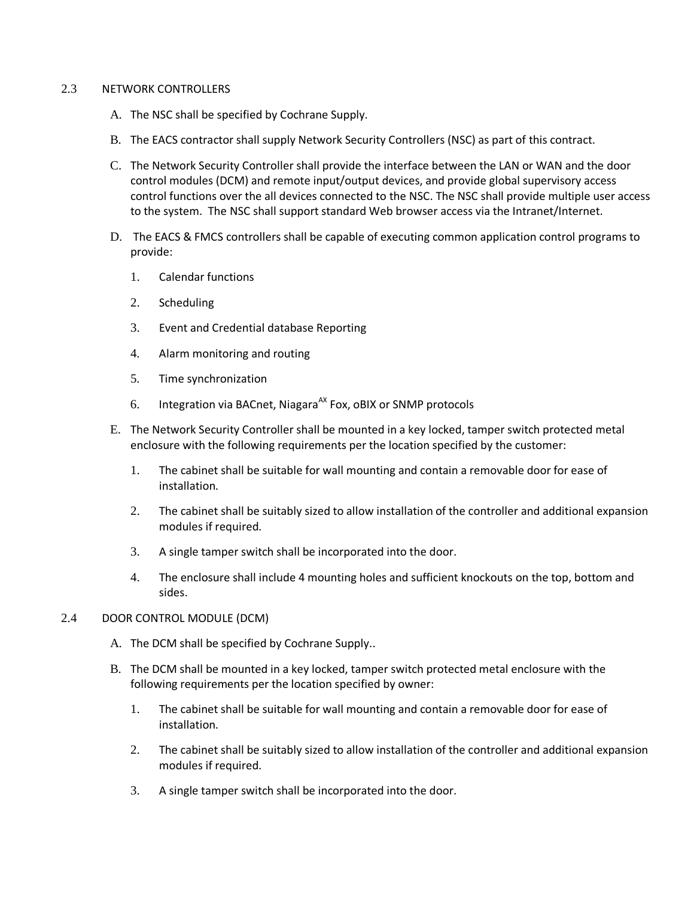## 2.3 NETWORK CONTROLLERS

A. The NSC shall be specified by Cochrane Supply.

B. The EACS contractor shall supply Network Security Controllers (NSC) as part of this contract.

C. The Network Security Controller shall provide the interface between the LAN or WAN and the door control modules (DCM) and remote input/output devices, and provide global supervisory access control functions over the all devices connected to the NSC. The NSC shall provide multiple user access to the system. The NSC shall support standard Web browser access via the Intranet/Internet.

D. The EACS & FMCS controllers shall be capable of executing common application control programs to provide:

1. Calendar functions
2. Scheduling
3. Event and Credential database Reporting
4. Alarm monitoring and routing
5. Time synchronization
6. Integration via BACnet, Niagara$^{AX}$ Fox, oBIX or SNMP protocols

E. The Network Security Controller shall be mounted in a key locked, tamper switch protected metal enclosure with the following requirements per the location specified by the customer:

1. The cabinet shall be suitable for wall mounting and contain a removable door for ease of installation.
2. The cabinet shall be suitably sized to allow installation of the controller and additional expansion modules if required.
3. A single tamper switch shall be incorporated into the door.
4. The enclosure shall include 4 mounting holes and sufficient knockouts on the top, bottom and sides.

## 2.4 DOOR CONTROL MODULE (DCM)

A. The DCM shall be specified by Cochrane Supply..

B. The DCM shall be mounted in a key locked, tamper switch protected metal enclosure with the following requirements per the location specified by owner:

1. The cabinet shall be suitable for wall mounting and contain a removable door for ease of installation.
2. The cabinet shall be suitably sized to allow installation of the controller and additional expansion modules if required.
3. A single tamper switch shall be incorporated into the door.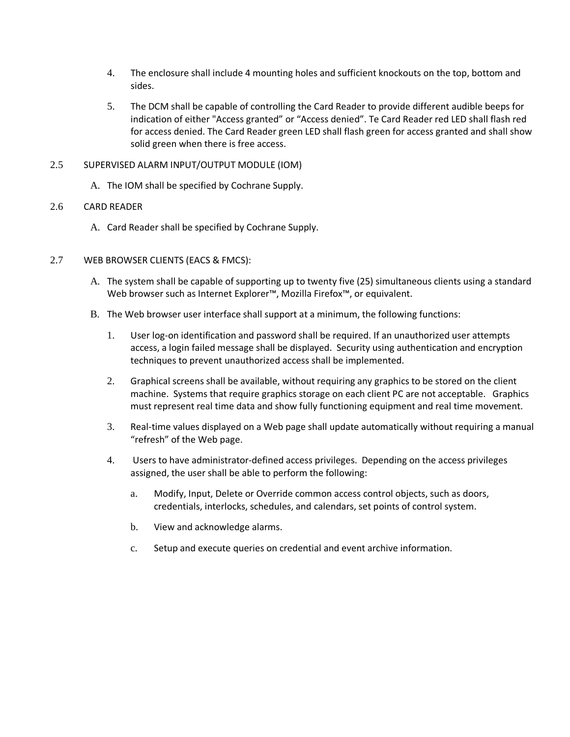4. The enclosure shall include 4 mounting holes and sufficient knockouts on the top, bottom and sides.

5. The DCM shall be capable of controlling the Card Reader to provide different audible beeps for indication of either "Access granted" or "Access denied". Te Card Reader red LED shall flash red for access denied. The Card Reader green LED shall flash green for access granted and shall show solid green when there is free access.

2.5 SUPERVISED ALARM INPUT/OUTPUT MODULE (IOM)

A. The IOM shall be specified by Cochrane Supply.

2.6 CARD READER

A. Card Reader shall be specified by Cochrane Supply.

2.7 WEB BROWSER CLIENTS (EACS & FMCS):

A. The system shall be capable of supporting up to twenty five (25) simultaneous clients using a standard Web browser such as Internet Explorer™, Mozilla Firefox™, or equivalent.

B. The Web browser user interface shall support at a minimum, the following functions:

1. User log-on identification and password shall be required. If an unauthorized user attempts access, a login failed message shall be displayed. Security using authentication and encryption techniques to prevent unauthorized access shall be implemented.

2. Graphical screens shall be available, without requiring any graphics to be stored on the client machine. Systems that require graphics storage on each client PC are not acceptable. Graphics must represent real time data and show fully functioning equipment and real time movement.

3. Real-time values displayed on a Web page shall update automatically without requiring a manual "refresh" of the Web page.

4. Users to have administrator-defined access privileges. Depending on the access privileges assigned, the user shall be able to perform the following:

a. Modify, Input, Delete or Override common access control objects, such as doors, credentials, interlocks, schedules, and calendars, set points of control system.

b. View and acknowledge alarms.

c. Setup and execute queries on credential and event archive information.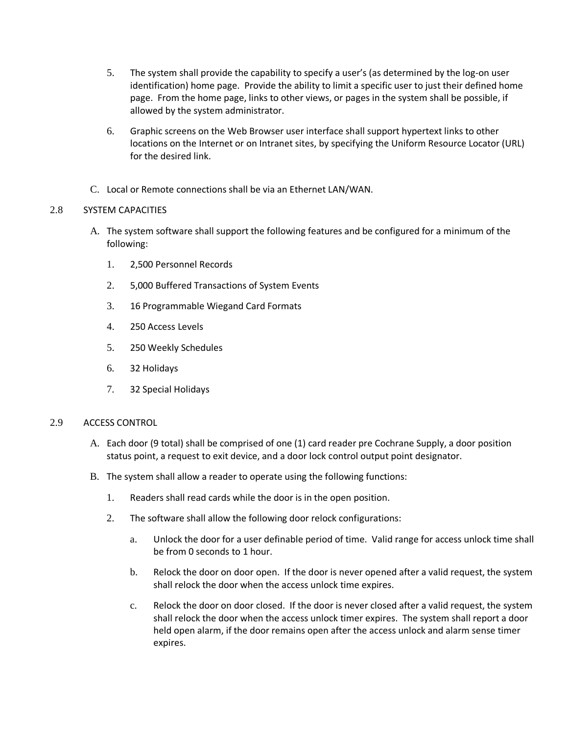5. The system shall provide the capability to specify a user's (as determined by the log-on user identification) home page. Provide the ability to limit a specific user to just their defined home page. From the home page, links to other views, or pages in the system shall be possible, if allowed by the system administrator.

6. Graphic screens on the Web Browser user interface shall support hypertext links to other locations on the Internet or on Intranet sites, by specifying the Uniform Resource Locator (URL) for the desired link.

C. Local or Remote connections shall be via an Ethernet LAN/WAN.

## 2.8 SYSTEM CAPACITIES

A. The system software shall support the following features and be configured for a minimum of the following:

1. 2,500 Personnel Records
2. 5,000 Buffered Transactions of System Events
3. 16 Programmable Wiegand Card Formats
4. 250 Access Levels
5. 250 Weekly Schedules
6. 32 Holidays
7. 32 Special Holidays

## 2.9 ACCESS CONTROL

A. Each door (9 total) shall be comprised of one (1) card reader pre Cochrane Supply, a door position status point, a request to exit device, and a door lock control output point designator.

B. The system shall allow a reader to operate using the following functions:

1. Readers shall read cards while the door is in the open position.
2. The software shall allow the following door relock configurations:
   a. Unlock the door for a user definable period of time. Valid range for access unlock time shall be from 0 seconds to 1 hour.
   b. Relock the door on door open. If the door is never opened after a valid request, the system shall relock the door when the access unlock time expires.
   c. Relock the door on door closed. If the door is never closed after a valid request, the system shall relock the door when the access unlock timer expires. The system shall report a door held open alarm, if the door remains open after the access unlock and alarm sense timer expires.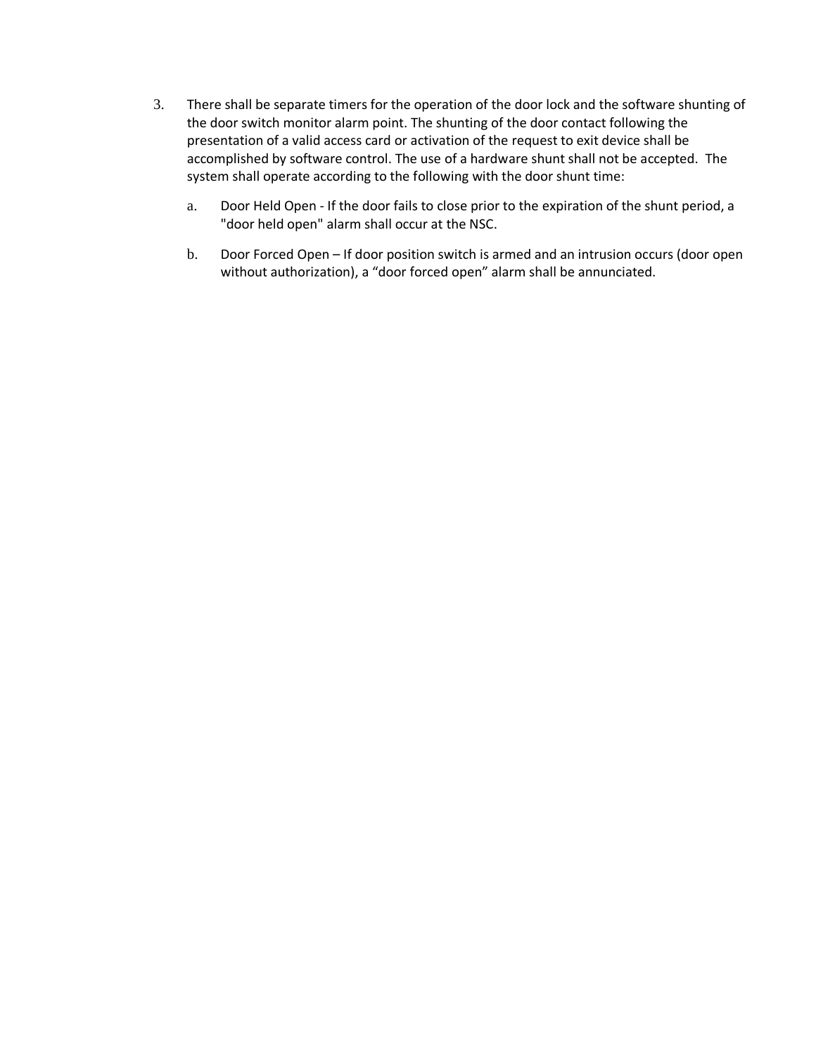3. There shall be separate timers for the operation of the door lock and the software shunting of the door switch monitor alarm point. The shunting of the door contact following the presentation of a valid access card or activation of the request to exit device shall be accomplished by software control. The use of a hardware shunt shall not be accepted. The system shall operate according to the following with the door shunt time:

   a. Door Held Open - If the door fails to close prior to the expiration of the shunt period, a "door held open" alarm shall occur at the NSC.

   b. Door Forced Open – If door position switch is armed and an intrusion occurs (door open without authorization), a “door forced open” alarm shall be annunciated.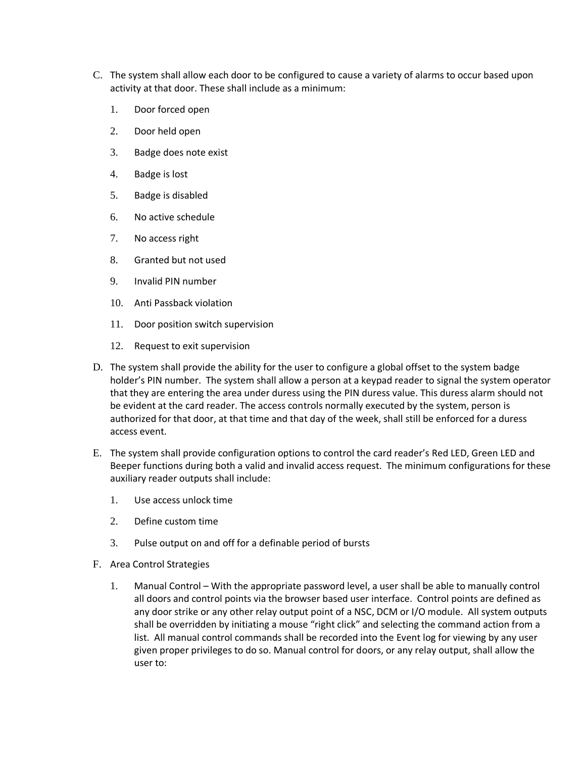C. The system shall allow each door to be configured to cause a variety of alarms to occur based upon activity at that door. These shall include as a minimum:

   1. Door forced open
   2. Door held open
   3. Badge does note exist
   4. Badge is lost
   5. Badge is disabled
   6. No active schedule
   7. No access right
   8. Granted but not used
   9. Invalid PIN number
   10. Anti Passback violation
   11. Door position switch supervision
   12. Request to exit supervision

D. The system shall provide the ability for the user to configure a global offset to the system badge holder's PIN number. The system shall allow a person at a keypad reader to signal the system operator that they are entering the area under duress using the PIN duress value. This duress alarm should not be evident at the card reader. The access controls normally executed by the system, person is authorized for that door, at that time and that day of the week, shall still be enforced for a duress access event.

E. The system shall provide configuration options to control the card reader's Red LED, Green LED and Beeper functions during both a valid and invalid access request. The minimum configurations for these auxiliary reader outputs shall include:

   1. Use access unlock time
   2. Define custom time
   3. Pulse output on and off for a definable period of bursts

F. Area Control Strategies

   1. Manual Control – With the appropriate password level, a user shall be able to manually control all doors and control points via the browser based user interface. Control points are defined as any door strike or any other relay output point of a NSC, DCM or I/O module. All system outputs shall be overridden by initiating a mouse "right click" and selecting the command action from a list. All manual control commands shall be recorded into the Event log for viewing by any user given proper privileges to do so. Manual control for doors, or any relay output, shall allow the user to: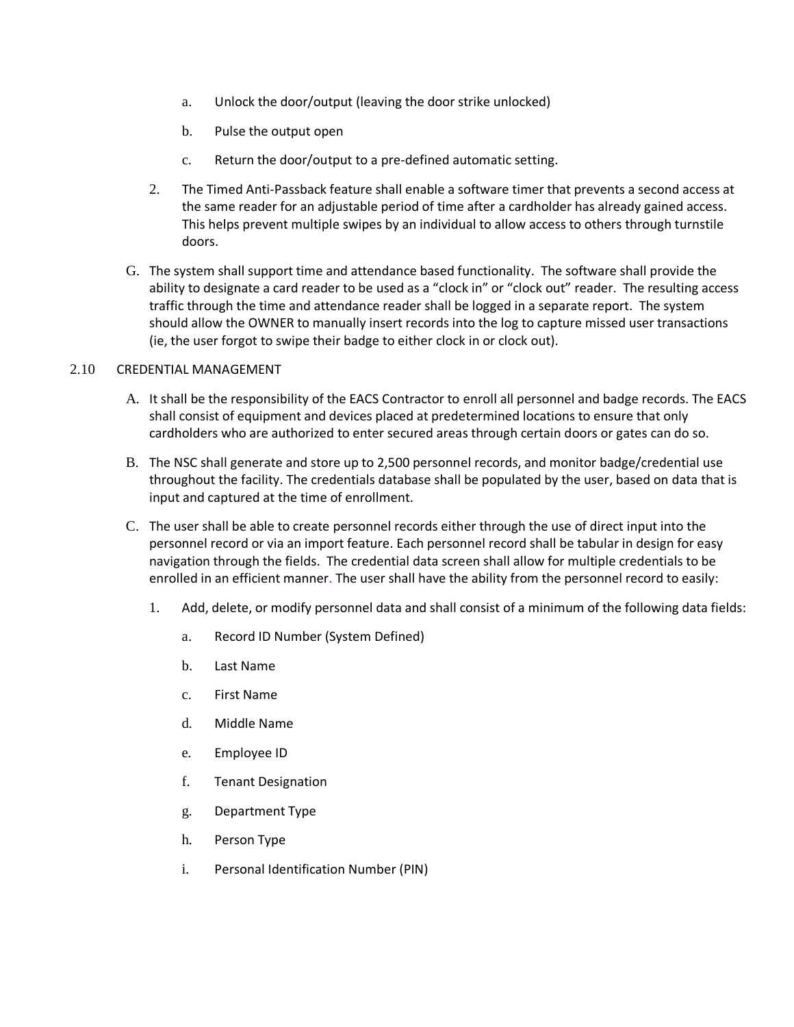a. Unlock the door/output (leaving the door strike unlocked)

b. Pulse the output open

c. Return the door/output to a pre-defined automatic setting.

2. The Timed Anti-Passback feature shall enable a software timer that prevents a second access at the same reader for an adjustable period of time after a cardholder has already gained access. This helps prevent multiple swipes by an individual to allow access to others through turnstile doors.

G. The system shall support time and attendance based functionality. The software shall provide the ability to designate a card reader to be used as a "clock in" or "clock out" reader. The resulting access traffic through the time and attendance reader shall be logged in a separate report. The system should allow the OWNER to manually insert records into the log to capture missed user transactions (ie, the user forgot to swipe their badge to either clock in or clock out).

## 2.10 CREDENTIAL MANAGEMENT

A. It shall be the responsibility of the EACS Contractor to enroll all personnel and badge records. The EACS shall consist of equipment and devices placed at predetermined locations to ensure that only cardholders who are authorized to enter secured areas through certain doors or gates can do so.

B. The NSC shall generate and store up to 2,500 personnel records, and monitor badge/credential use throughout the facility. The credentials database shall be populated by the user, based on data that is input and captured at the time of enrollment.

C. The user shall be able to create personnel records either through the use of direct input into the personnel record or via an import feature. Each personnel record shall be tabular in design for easy navigation through the fields. The credential data screen shall allow for multiple credentials to be enrolled in an efficient manner. The user shall have the ability from the personnel record to easily:

1. Add, delete, or modify personnel data and shall consist of a minimum of the following data fields:

   a. Record ID Number (System Defined)

   b. Last Name

   c. First Name

   d. Middle Name

   e. Employee ID

   f. Tenant Designation

   g. Department Type

   h. Person Type

   i. Personal Identification Number (PIN)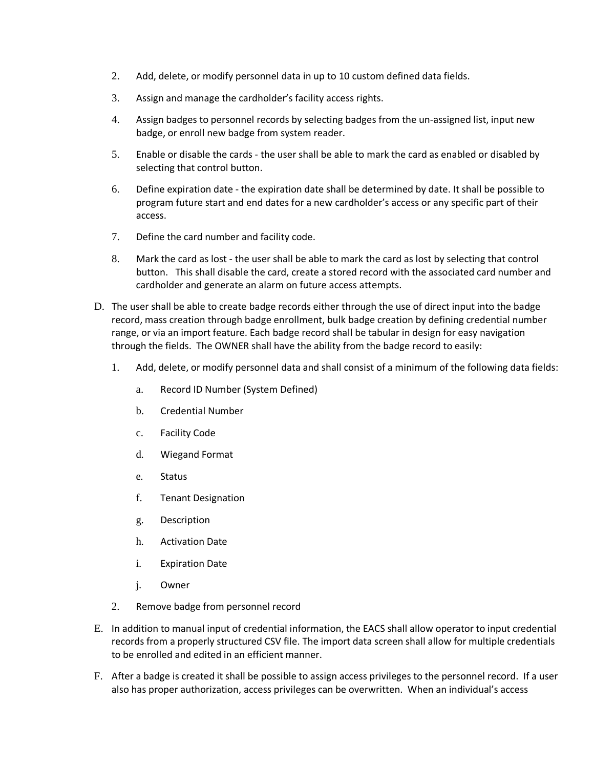2. Add, delete, or modify personnel data in up to 10 custom defined data fields.

3. Assign and manage the cardholder's facility access rights.

4. Assign badges to personnel records by selecting badges from the un-assigned list, input new badge, or enroll new badge from system reader.

5. Enable or disable the cards - the user shall be able to mark the card as enabled or disabled by selecting that control button.

6. Define expiration date - the expiration date shall be determined by date. It shall be possible to program future start and end dates for a new cardholder's access or any specific part of their access.

7. Define the card number and facility code.

8. Mark the card as lost - the user shall be able to mark the card as lost by selecting that control button. This shall disable the card, create a stored record with the associated card number and cardholder and generate an alarm on future access attempts.

D. The user shall be able to create badge records either through the use of direct input into the badge record, mass creation through badge enrollment, bulk badge creation by defining credential number range, or via an import feature. Each badge record shall be tabular in design for easy navigation through the fields. The OWNER shall have the ability from the badge record to easily:

   1. Add, delete, or modify personnel data and shall consist of a minimum of the following data fields:

      a. Record ID Number (System Defined)

      b. Credential Number

      c. Facility Code

      d. Wiegand Format

      e. Status

      f. Tenant Designation

      g. Description

      h. Activation Date

      i. Expiration Date

      j. Owner

   2. Remove badge from personnel record

E. In addition to manual input of credential information, the EACS shall allow operator to input credential records from a properly structured CSV file. The import data screen shall allow for multiple credentials to be enrolled and edited in an efficient manner.

F. After a badge is created it shall be possible to assign access privileges to the personnel record. If a user also has proper authorization, access privileges can be overwritten. When an individual's access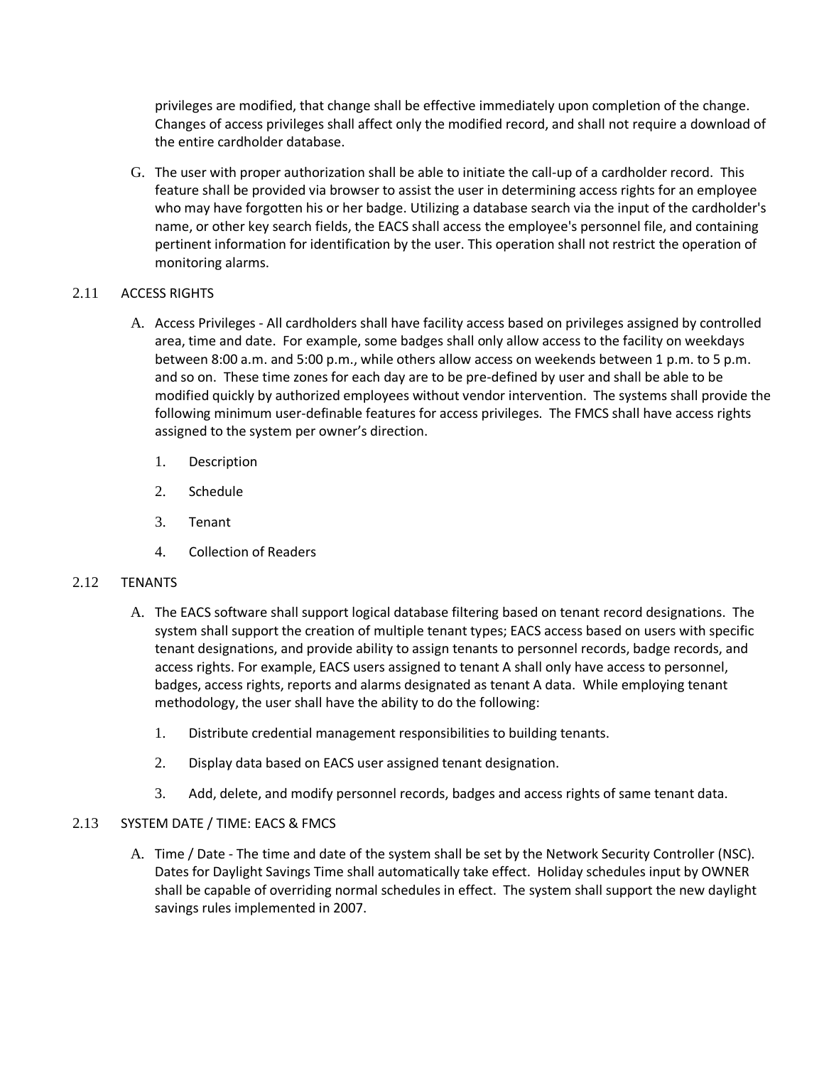privileges are modified, that change shall be effective immediately upon completion of the change. Changes of access privileges shall affect only the modified record, and shall not require a download of the entire cardholder database.

G. The user with proper authorization shall be able to initiate the call-up of a cardholder record. This feature shall be provided via browser to assist the user in determining access rights for an employee who may have forgotten his or her badge. Utilizing a database search via the input of the cardholder's name, or other key search fields, the EACS shall access the employee's personnel file, and containing pertinent information for identification by the user. This operation shall not restrict the operation of monitoring alarms.

## 2.11 ACCESS RIGHTS

A. Access Privileges - All cardholders shall have facility access based on privileges assigned by controlled area, time and date. For example, some badges shall only allow access to the facility on weekdays between 8:00 a.m. and 5:00 p.m., while others allow access on weekends between 1 p.m. to 5 p.m. and so on. These time zones for each day are to be pre-defined by user and shall be able to be modified quickly by authorized employees without vendor intervention. The systems shall provide the following minimum user-definable features for access privileges. The FMCS shall have access rights assigned to the system per owner's direction.

1. Description
2. Schedule
3. Tenant
4. Collection of Readers

## 2.12 TENANTS

A. The EACS software shall support logical database filtering based on tenant record designations. The system shall support the creation of multiple tenant types; EACS access based on users with specific tenant designations, and provide ability to assign tenants to personnel records, badge records, and access rights. For example, EACS users assigned to tenant A shall only have access to personnel, badges, access rights, reports and alarms designated as tenant A data. While employing tenant methodology, the user shall have the ability to do the following:

1. Distribute credential management responsibilities to building tenants.
2. Display data based on EACS user assigned tenant designation.
3. Add, delete, and modify personnel records, badges and access rights of same tenant data.

## 2.13 SYSTEM DATE / TIME: EACS & FMCS

A. Time / Date - The time and date of the system shall be set by the Network Security Controller (NSC). Dates for Daylight Savings Time shall automatically take effect. Holiday schedules input by OWNER shall be capable of overriding normal schedules in effect. The system shall support the new daylight savings rules implemented in 2007.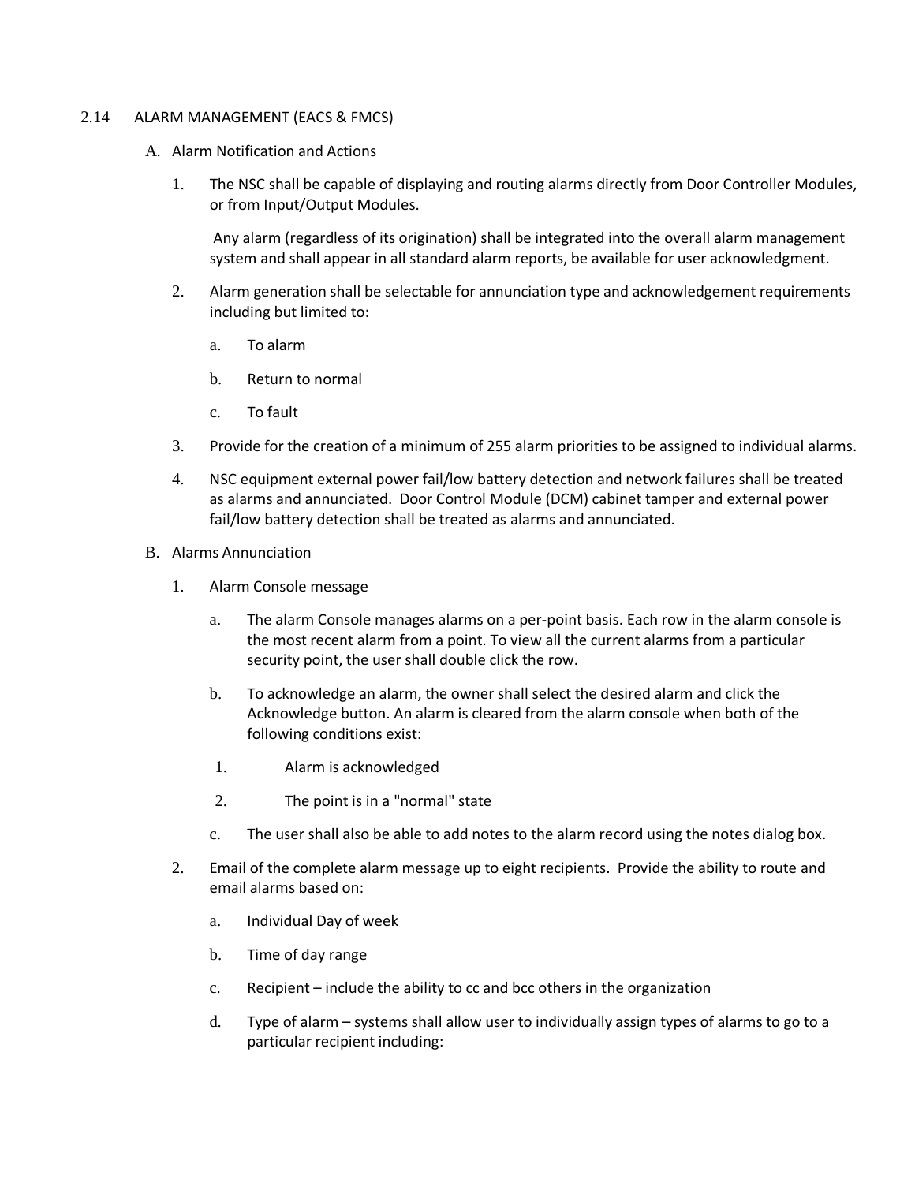## 2.14 ALARM MANAGEMENT (EACS & FMCS)

A. Alarm Notification and Actions

1. The NSC shall be capable of displaying and routing alarms directly from Door Controller Modules, or from Input/Output Modules.

   Any alarm (regardless of its origination) shall be integrated into the overall alarm management system and shall appear in all standard alarm reports, be available for user acknowledgment.

2. Alarm generation shall be selectable for annunciation type and acknowledgement requirements including but limited to:

   a. To alarm

   b. Return to normal

   c. To fault

3. Provide for the creation of a minimum of 255 alarm priorities to be assigned to individual alarms.

4. NSC equipment external power fail/low battery detection and network failures shall be treated as alarms and annunciated. Door Control Module (DCM) cabinet tamper and external power fail/low battery detection shall be treated as alarms and annunciated.

B. Alarms Annunciation

1. Alarm Console message

   a. The alarm Console manages alarms on a per-point basis. Each row in the alarm console is the most recent alarm from a point. To view all the current alarms from a particular security point, the user shall double click the row.

   b. To acknowledge an alarm, the owner shall select the desired alarm and click the Acknowledge button. An alarm is cleared from the alarm console when both of the following conditions exist:

      1. Alarm is acknowledged

      2. The point is in a "normal" state

   c. The user shall also be able to add notes to the alarm record using the notes dialog box.

2. Email of the complete alarm message up to eight recipients. Provide the ability to route and email alarms based on:

   a. Individual Day of week

   b. Time of day range

   c. Recipient – include the ability to cc and bcc others in the organization

   d. Type of alarm – systems shall allow user to individually assign types of alarms to go to a particular recipient including: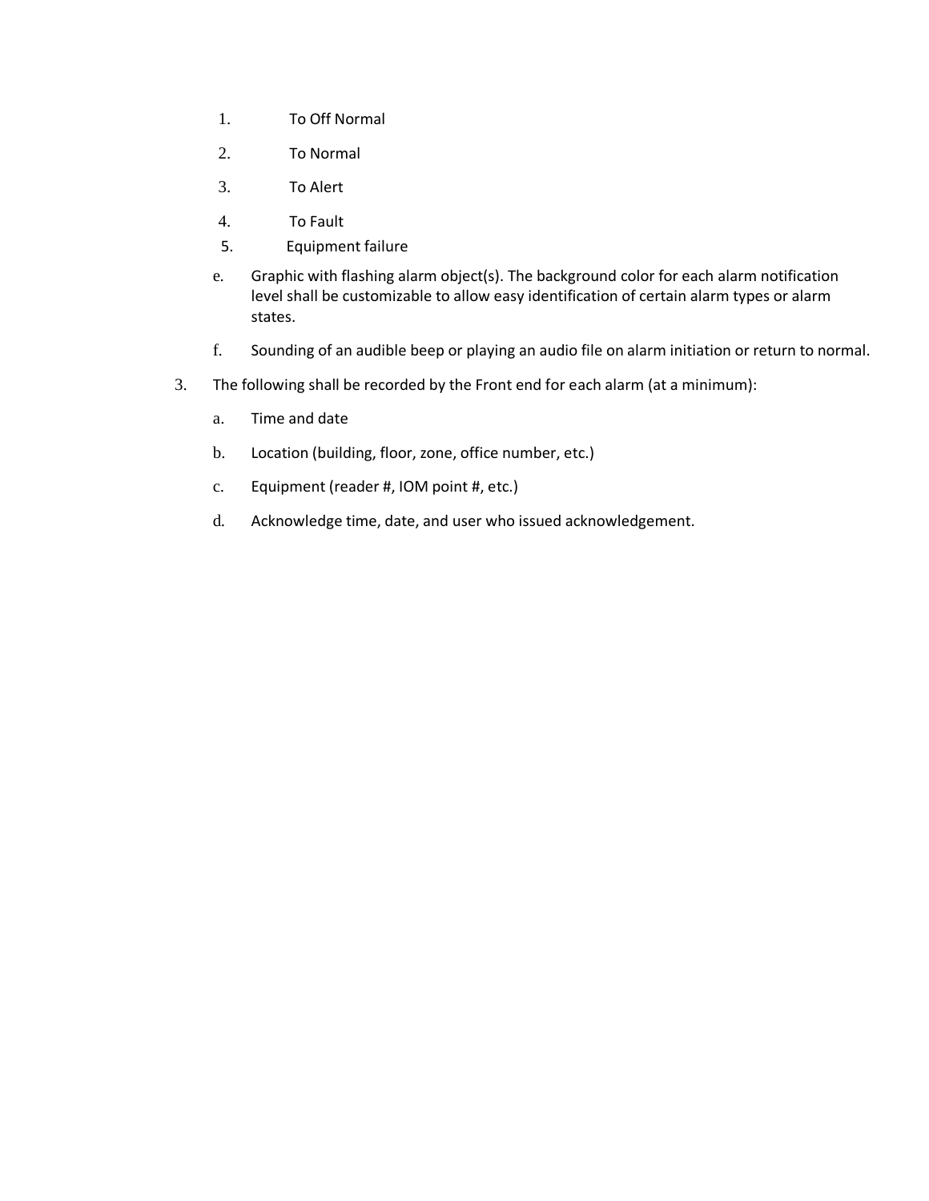1. To Off Normal
2. To Normal
3. To Alert
4. To Fault
5. Equipment failure

e. Graphic with flashing alarm object(s). The background color for each alarm notification level shall be customizable to allow easy identification of certain alarm types or alarm states.

f. Sounding of an audible beep or playing an audio file on alarm initiation or return to normal.

3. The following shall be recorded by the Front end for each alarm (at a minimum):

   a. Time and date

   b. Location (building, floor, zone, office number, etc.)

   c. Equipment (reader #, IOM point #, etc.)

   d. Acknowledge time, date, and user who issued acknowledgement.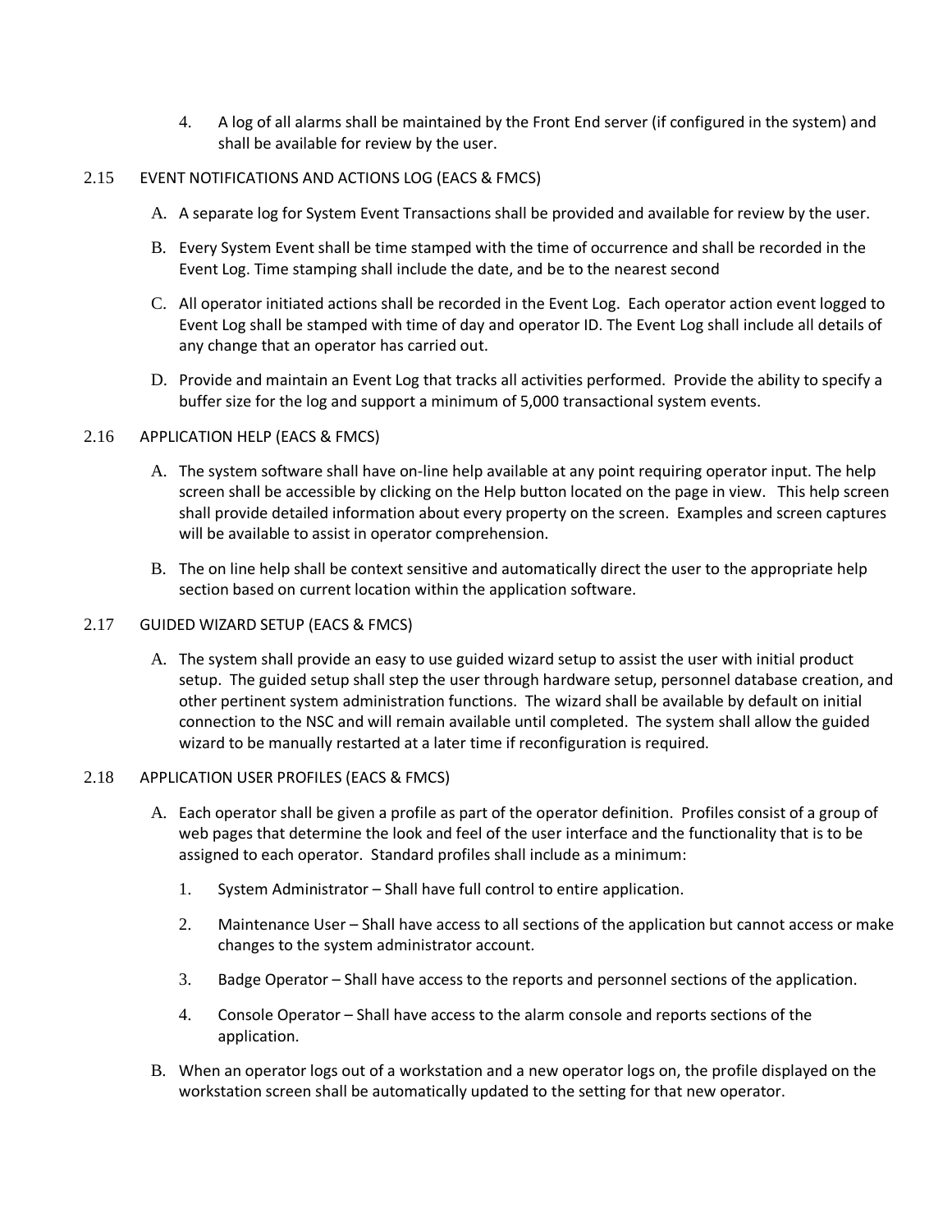4. A log of all alarms shall be maintained by the Front End server (if configured in the system) and shall be available for review by the user.

## 2.15 EVENT NOTIFICATIONS AND ACTIONS LOG (EACS & FMCS)

A. A separate log for System Event Transactions shall be provided and available for review by the user.

B. Every System Event shall be time stamped with the time of occurrence and shall be recorded in the Event Log. Time stamping shall include the date, and be to the nearest second

C. All operator initiated actions shall be recorded in the Event Log. Each operator action event logged to Event Log shall be stamped with time of day and operator ID. The Event Log shall include all details of any change that an operator has carried out.

D. Provide and maintain an Event Log that tracks all activities performed. Provide the ability to specify a buffer size for the log and support a minimum of 5,000 transactional system events.

## 2.16 APPLICATION HELP (EACS & FMCS)

A. The system software shall have on-line help available at any point requiring operator input. The help screen shall be accessible by clicking on the Help button located on the page in view. This help screen shall provide detailed information about every property on the screen. Examples and screen captures will be available to assist in operator comprehension.

B. The on line help shall be context sensitive and automatically direct the user to the appropriate help section based on current location within the application software.

## 2.17 GUIDED WIZARD SETUP (EACS & FMCS)

A. The system shall provide an easy to use guided wizard setup to assist the user with initial product setup. The guided setup shall step the user through hardware setup, personnel database creation, and other pertinent system administration functions. The wizard shall be available by default on initial connection to the NSC and will remain available until completed. The system shall allow the guided wizard to be manually restarted at a later time if reconfiguration is required.

## 2.18 APPLICATION USER PROFILES (EACS & FMCS)

A. Each operator shall be given a profile as part of the operator definition. Profiles consist of a group of web pages that determine the look and feel of the user interface and the functionality that is to be assigned to each operator. Standard profiles shall include as a minimum:

1. System Administrator – Shall have full control to entire application.
2. Maintenance User – Shall have access to all sections of the application but cannot access or make changes to the system administrator account.
3. Badge Operator – Shall have access to the reports and personnel sections of the application.
4. Console Operator – Shall have access to the alarm console and reports sections of the application.

B. When an operator logs out of a workstation and a new operator logs on, the profile displayed on the workstation screen shall be automatically updated to the setting for that new operator.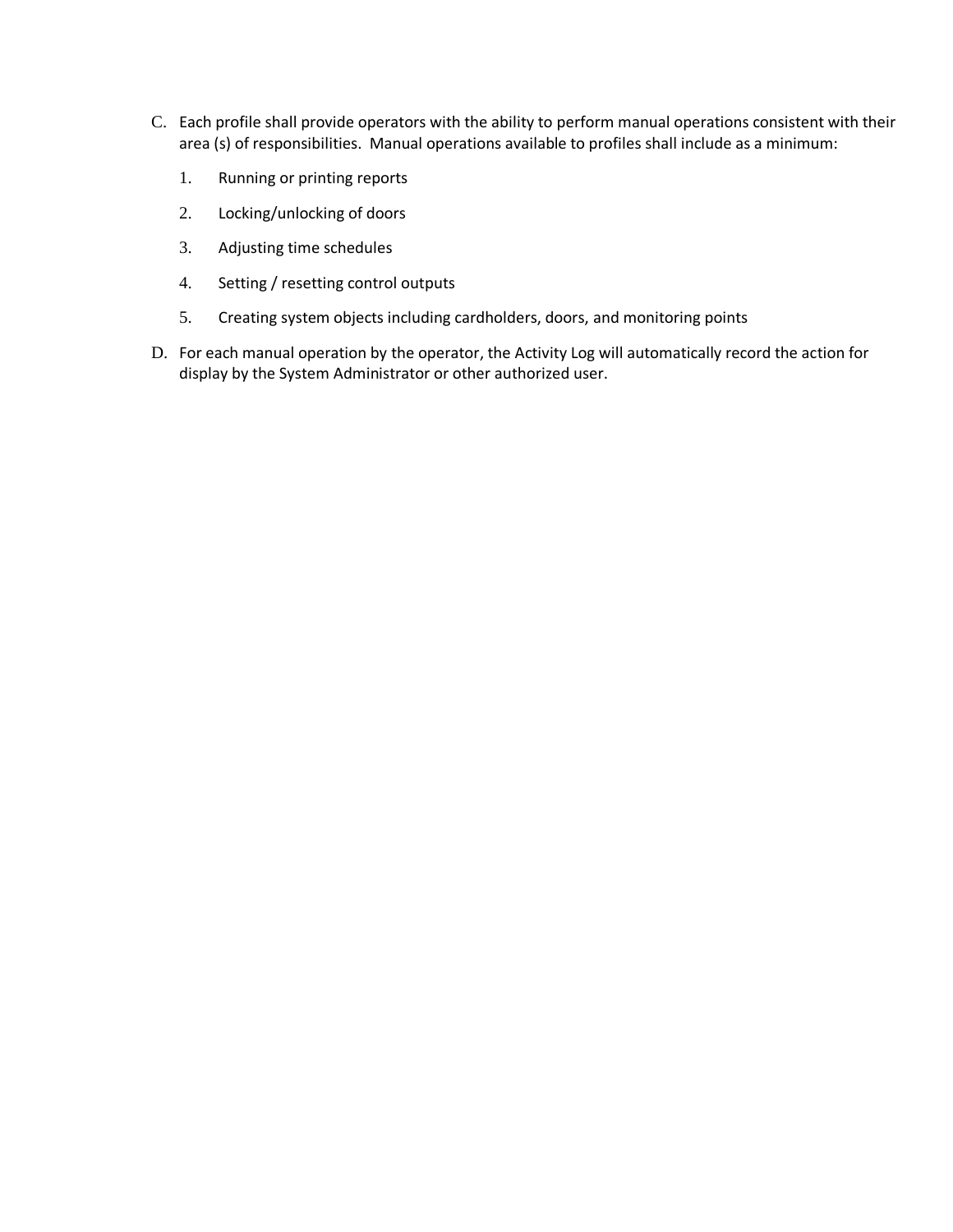C. Each profile shall provide operators with the ability to perform manual operations consistent with their area (s) of responsibilities.  Manual operations available to profiles shall include as a minimum:

   1. Running or printing reports
   2. Locking/unlocking of doors
   3. Adjusting time schedules
   4. Setting / resetting control outputs
   5. Creating system objects including cardholders, doors, and monitoring points

D. For each manual operation by the operator, the Activity Log will automatically record the action for display by the System Administrator or other authorized user.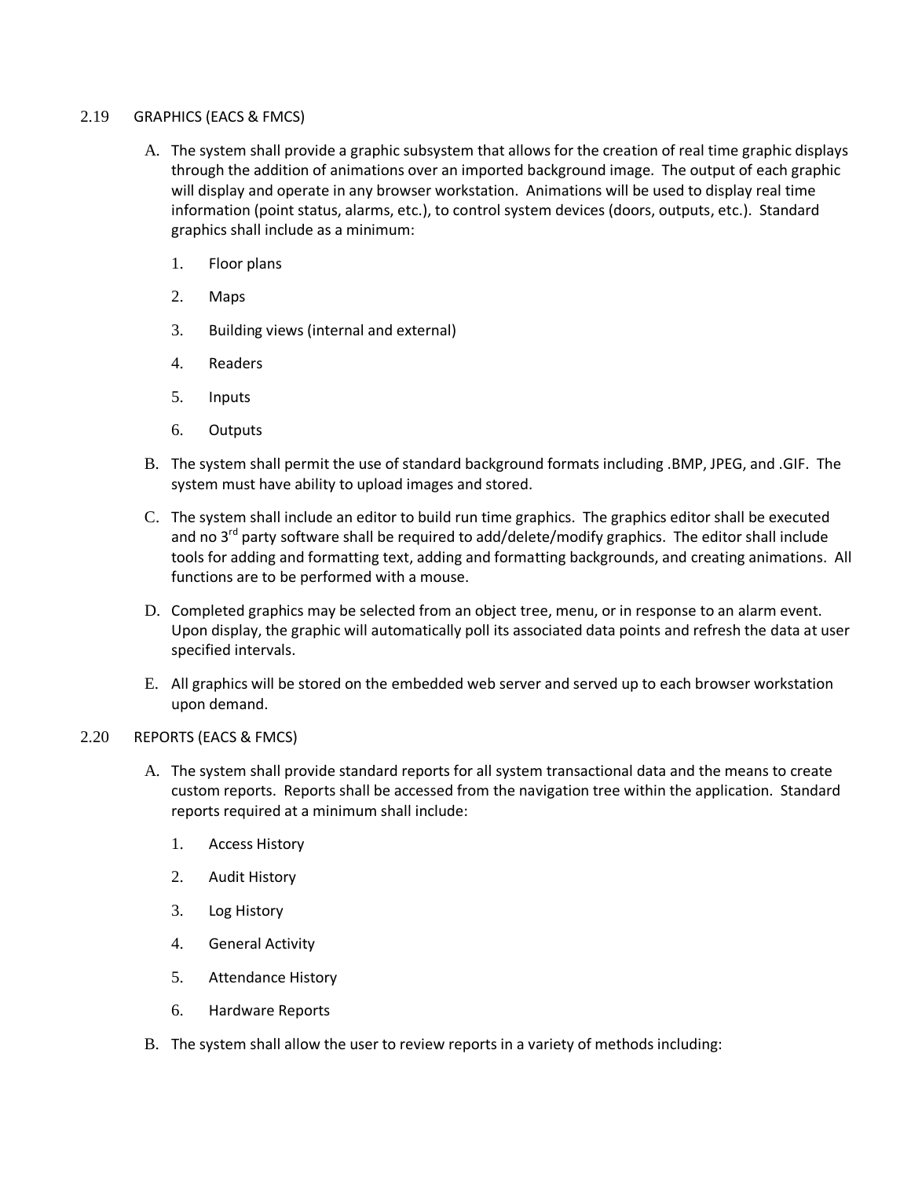## 2.19 GRAPHICS (EACS & FMCS)

A. The system shall provide a graphic subsystem that allows for the creation of real time graphic displays through the addition of animations over an imported background image. The output of each graphic will display and operate in any browser workstation. Animations will be used to display real time information (point status, alarms, etc.), to control system devices (doors, outputs, etc.). Standard graphics shall include as a minimum:

1. Floor plans
2. Maps
3. Building views (internal and external)
4. Readers
5. Inputs
6. Outputs

B. The system shall permit the use of standard background formats including .BMP, JPEG, and .GIF. The system must have ability to upload images and stored.

C. The system shall include an editor to build run time graphics. The graphics editor shall be executed and no 3rd party software shall be required to add/delete/modify graphics. The editor shall include tools for adding and formatting text, adding and formatting backgrounds, and creating animations. All functions are to be performed with a mouse.

D. Completed graphics may be selected from an object tree, menu, or in response to an alarm event. Upon display, the graphic will automatically poll its associated data points and refresh the data at user specified intervals.

E. All graphics will be stored on the embedded web server and served up to each browser workstation upon demand.

## 2.20 REPORTS (EACS & FMCS)

A. The system shall provide standard reports for all system transactional data and the means to create custom reports. Reports shall be accessed from the navigation tree within the application. Standard reports required at a minimum shall include:

1. Access History
2. Audit History
3. Log History
4. General Activity
5. Attendance History
6. Hardware Reports

B. The system shall allow the user to review reports in a variety of methods including: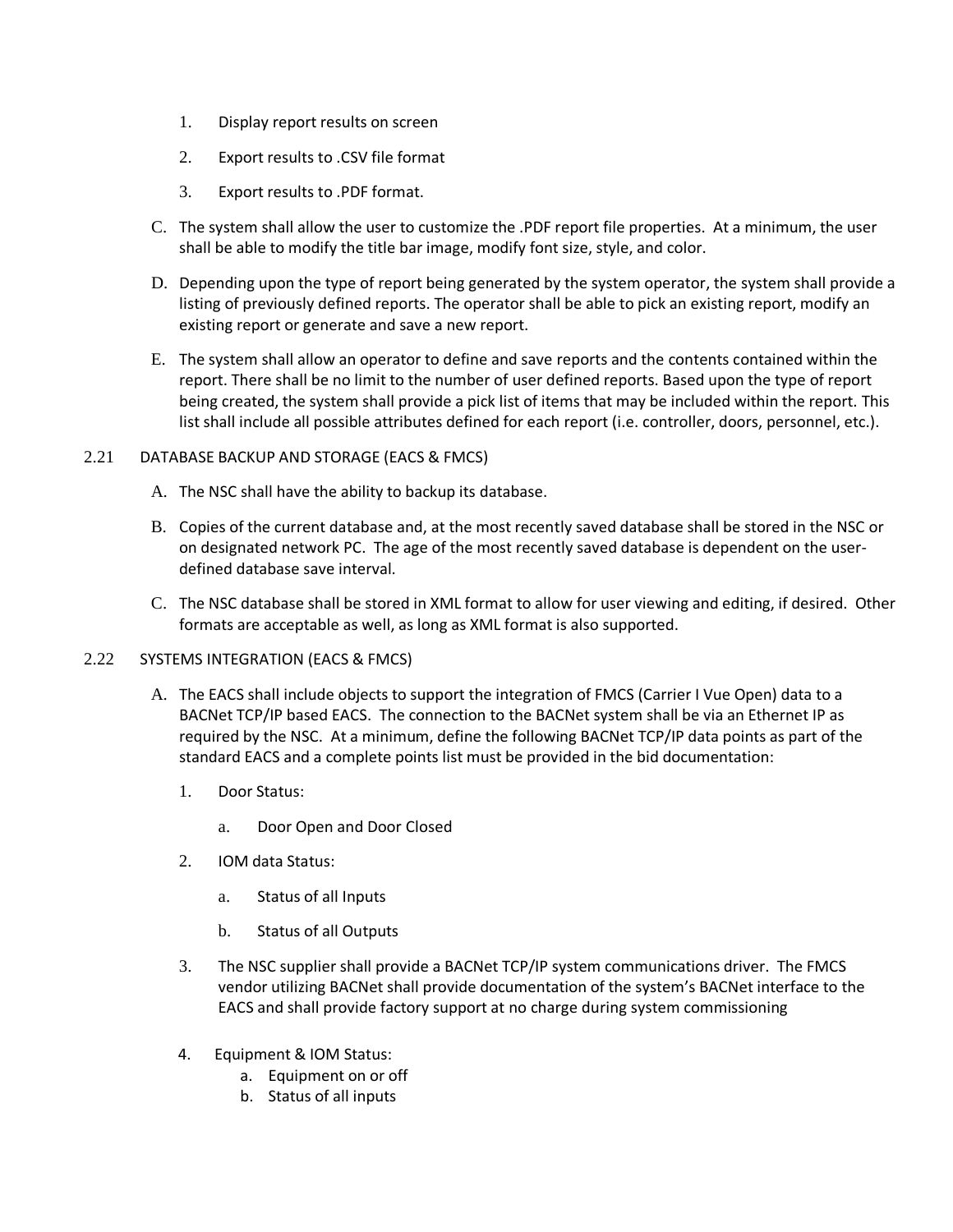1. Display report results on screen
2. Export results to .CSV file format
3. Export results to .PDF format.

C. The system shall allow the user to customize the .PDF report file properties. At a minimum, the user shall be able to modify the title bar image, modify font size, style, and color.

D. Depending upon the type of report being generated by the system operator, the system shall provide a listing of previously defined reports. The operator shall be able to pick an existing report, modify an existing report or generate and save a new report.

E. The system shall allow an operator to define and save reports and the contents contained within the report. There shall be no limit to the number of user defined reports. Based upon the type of report being created, the system shall provide a pick list of items that may be included within the report. This list shall include all possible attributes defined for each report (i.e. controller, doors, personnel, etc.).

2.21 DATABASE BACKUP AND STORAGE (EACS & FMCS)

A. The NSC shall have the ability to backup its database.

B. Copies of the current database and, at the most recently saved database shall be stored in the NSC or on designated network PC. The age of the most recently saved database is dependent on the user-defined database save interval.

C. The NSC database shall be stored in XML format to allow for user viewing and editing, if desired. Other formats are acceptable as well, as long as XML format is also supported.

2.22 SYSTEMS INTEGRATION (EACS & FMCS)

A. The EACS shall include objects to support the integration of FMCS (Carrier I Vue Open) data to a BACNet TCP/IP based EACS. The connection to the BACNet system shall be via an Ethernet IP as required by the NSC. At a minimum, define the following BACNet TCP/IP data points as part of the standard EACS and a complete points list must be provided in the bid documentation:

1. Door Status:
   a. Door Open and Door Closed
2. IOM data Status:
   a. Status of all Inputs
   b. Status of all Outputs
3. The NSC supplier shall provide a BACNet TCP/IP system communications driver. The FMCS vendor utilizing BACNet shall provide documentation of the system's BACNet interface to the EACS and shall provide factory support at no charge during system commissioning
4. Equipment & IOM Status:
   a. Equipment on or off
   b. Status of all inputs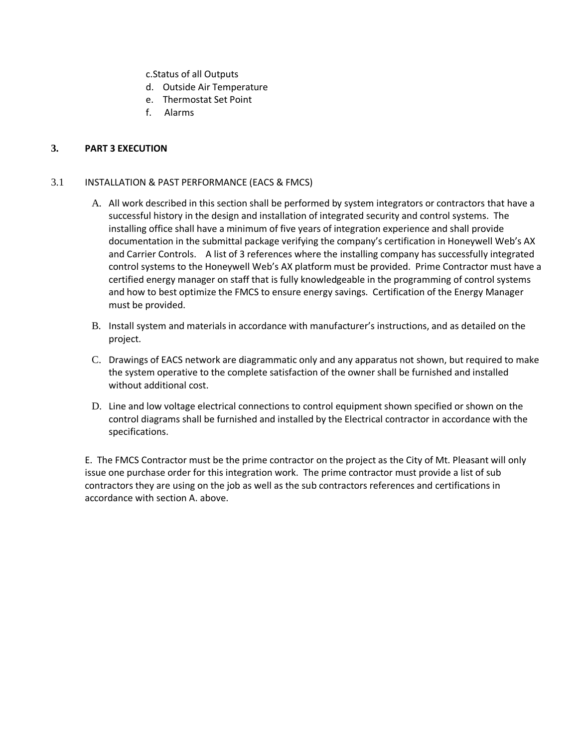c. Status of all Outputs
d. Outside Air Temperature
e. Thermostat Set Point
f. Alarms

## 3. PART 3 EXECUTION

### 3.1 INSTALLATION & PAST PERFORMANCE (EACS & FMCS)

A. All work described in this section shall be performed by system integrators or contractors that have a successful history in the design and installation of integrated security and control systems. The installing office shall have a minimum of five years of integration experience and shall provide documentation in the submittal package verifying the company's certification in Honeywell Web's AX and Carrier Controls. A list of 3 references where the installing company has successfully integrated control systems to the Honeywell Web's AX platform must be provided. Prime Contractor must have a certified energy manager on staff that is fully knowledgeable in the programming of control systems and how to best optimize the FMCS to ensure energy savings. Certification of the Energy Manager must be provided.

B. Install system and materials in accordance with manufacturer's instructions, and as detailed on the project.

C. Drawings of EACS network are diagrammatic only and any apparatus not shown, but required to make the system operative to the complete satisfaction of the owner shall be furnished and installed without additional cost.

D. Line and low voltage electrical connections to control equipment shown specified or shown on the control diagrams shall be furnished and installed by the Electrical contractor in accordance with the specifications.

E. The FMCS Contractor must be the prime contractor on the project as the City of Mt. Pleasant will only issue one purchase order for this integration work. The prime contractor must provide a list of sub contractors they are using on the job as well as the sub contractors references and certifications in accordance with section A. above.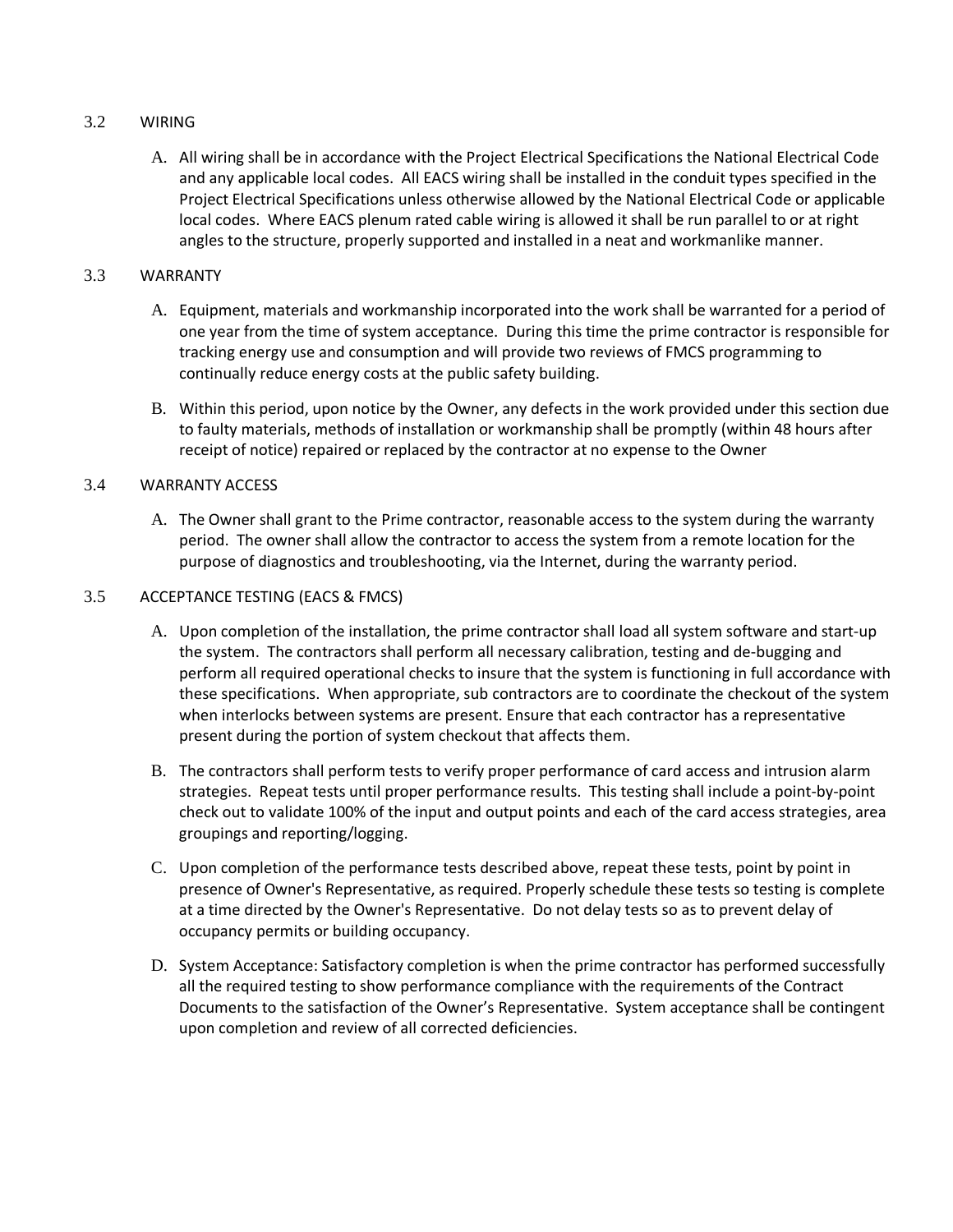## 3.2 WIRING

A. All wiring shall be in accordance with the Project Electrical Specifications the National Electrical Code and any applicable local codes. All EACS wiring shall be installed in the conduit types specified in the Project Electrical Specifications unless otherwise allowed by the National Electrical Code or applicable local codes. Where EACS plenum rated cable wiring is allowed it shall be run parallel to or at right angles to the structure, properly supported and installed in a neat and workmanlike manner.

## 3.3 WARRANTY

A. Equipment, materials and workmanship incorporated into the work shall be warranted for a period of one year from the time of system acceptance. During this time the prime contractor is responsible for tracking energy use and consumption and will provide two reviews of FMCS programming to continually reduce energy costs at the public safety building.

B. Within this period, upon notice by the Owner, any defects in the work provided under this section due to faulty materials, methods of installation or workmanship shall be promptly (within 48 hours after receipt of notice) repaired or replaced by the contractor at no expense to the Owner

## 3.4 WARRANTY ACCESS

A. The Owner shall grant to the Prime contractor, reasonable access to the system during the warranty period. The owner shall allow the contractor to access the system from a remote location for the purpose of diagnostics and troubleshooting, via the Internet, during the warranty period.

## 3.5 ACCEPTANCE TESTING (EACS & FMCS)

A. Upon completion of the installation, the prime contractor shall load all system software and start-up the system. The contractors shall perform all necessary calibration, testing and de-bugging and perform all required operational checks to insure that the system is functioning in full accordance with these specifications. When appropriate, sub contractors are to coordinate the checkout of the system when interlocks between systems are present. Ensure that each contractor has a representative present during the portion of system checkout that affects them.

B. The contractors shall perform tests to verify proper performance of card access and intrusion alarm strategies. Repeat tests until proper performance results. This testing shall include a point-by-point check out to validate 100% of the input and output points and each of the card access strategies, area groupings and reporting/logging.

C. Upon completion of the performance tests described above, repeat these tests, point by point in presence of Owner's Representative, as required. Properly schedule these tests so testing is complete at a time directed by the Owner's Representative. Do not delay tests so as to prevent delay of occupancy permits or building occupancy.

D. System Acceptance: Satisfactory completion is when the prime contractor has performed successfully all the required testing to show performance compliance with the requirements of the Contract Documents to the satisfaction of the Owner's Representative. System acceptance shall be contingent upon completion and review of all corrected deficiencies.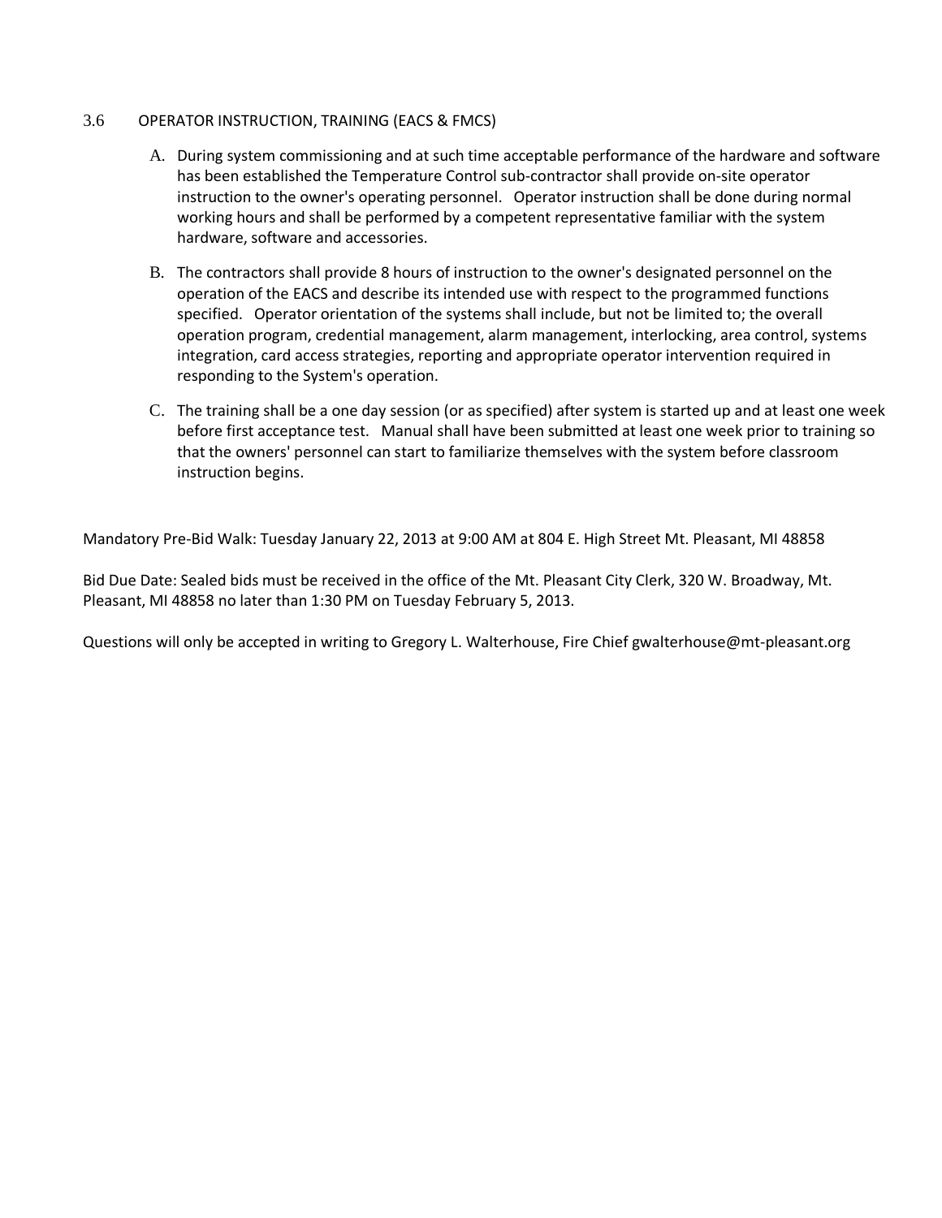### 3.6 OPERATOR INSTRUCTION, TRAINING (EACS & FMCS)

A. During system commissioning and at such time acceptable performance of the hardware and software has been established the Temperature Control sub-contractor shall provide on-site operator instruction to the owner's operating personnel. Operator instruction shall be done during normal working hours and shall be performed by a competent representative familiar with the system hardware, software and accessories.

B. The contractors shall provide 8 hours of instruction to the owner's designated personnel on the operation of the EACS and describe its intended use with respect to the programmed functions specified. Operator orientation of the systems shall include, but not be limited to; the overall operation program, credential management, alarm management, interlocking, area control, systems integration, card access strategies, reporting and appropriate operator intervention required in responding to the System's operation.

C. The training shall be a one day session (or as specified) after system is started up and at least one week before first acceptance test. Manual shall have been submitted at least one week prior to training so that the owners' personnel can start to familiarize themselves with the system before classroom instruction begins.

Mandatory Pre-Bid Walk: Tuesday January 22, 2013 at 9:00 AM at 804 E. High Street Mt. Pleasant, MI 48858

Bid Due Date: Sealed bids must be received in the office of the Mt. Pleasant City Clerk, 320 W. Broadway, Mt. Pleasant, MI 48858 no later than 1:30 PM on Tuesday February 5, 2013.

Questions will only be accepted in writing to Gregory L. Walterhouse, Fire Chief gwalterhouse@mt-pleasant.org